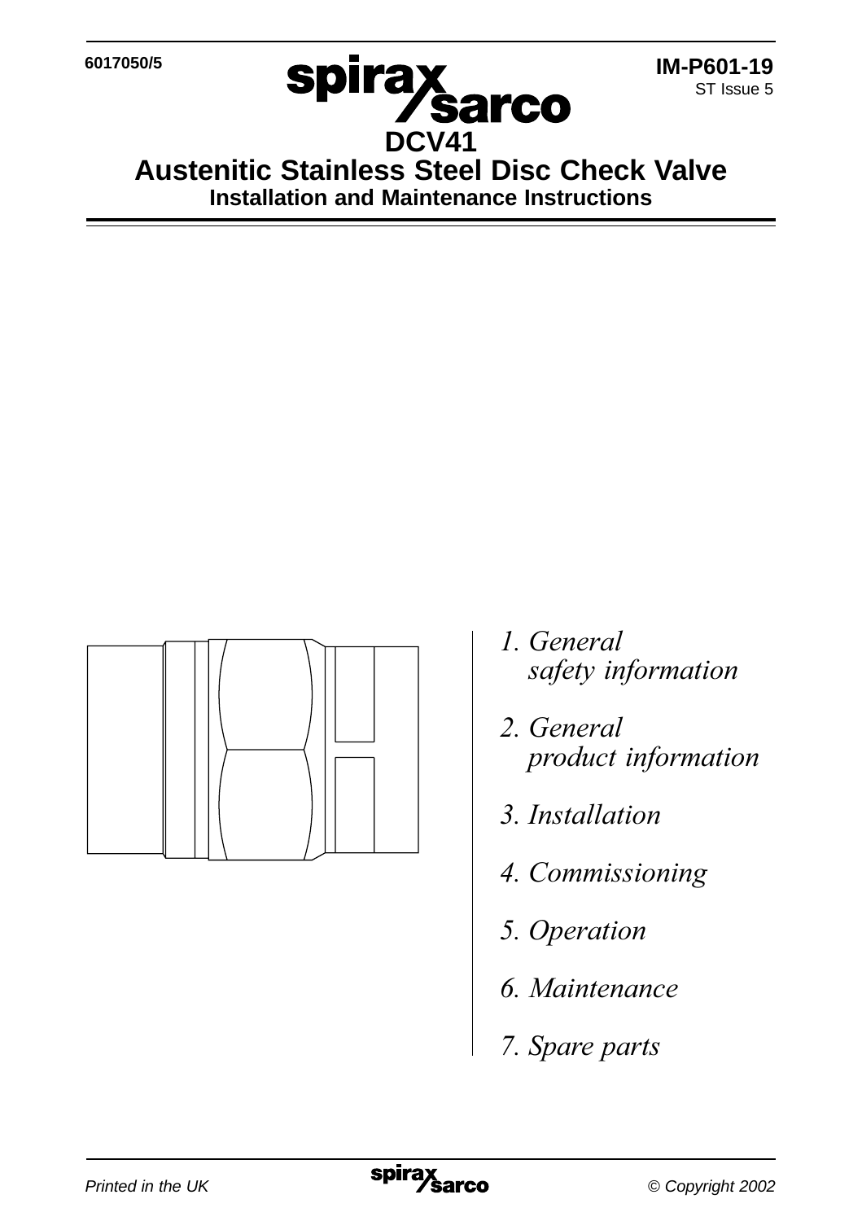6017050/5

IM-P601-19
ST Issue 5

# DCV41
# Austenitic Stainless Steel Disc Check Valve
## Installation and Maintenance Instructions

*1. General safety information*

*2. General product information*

*3. Installation*

*4. Commissioning*

*5. Operation*

*6. Maintenance*

*7. Spare parts*

*Printed in the UK*

*© Copyright 2002*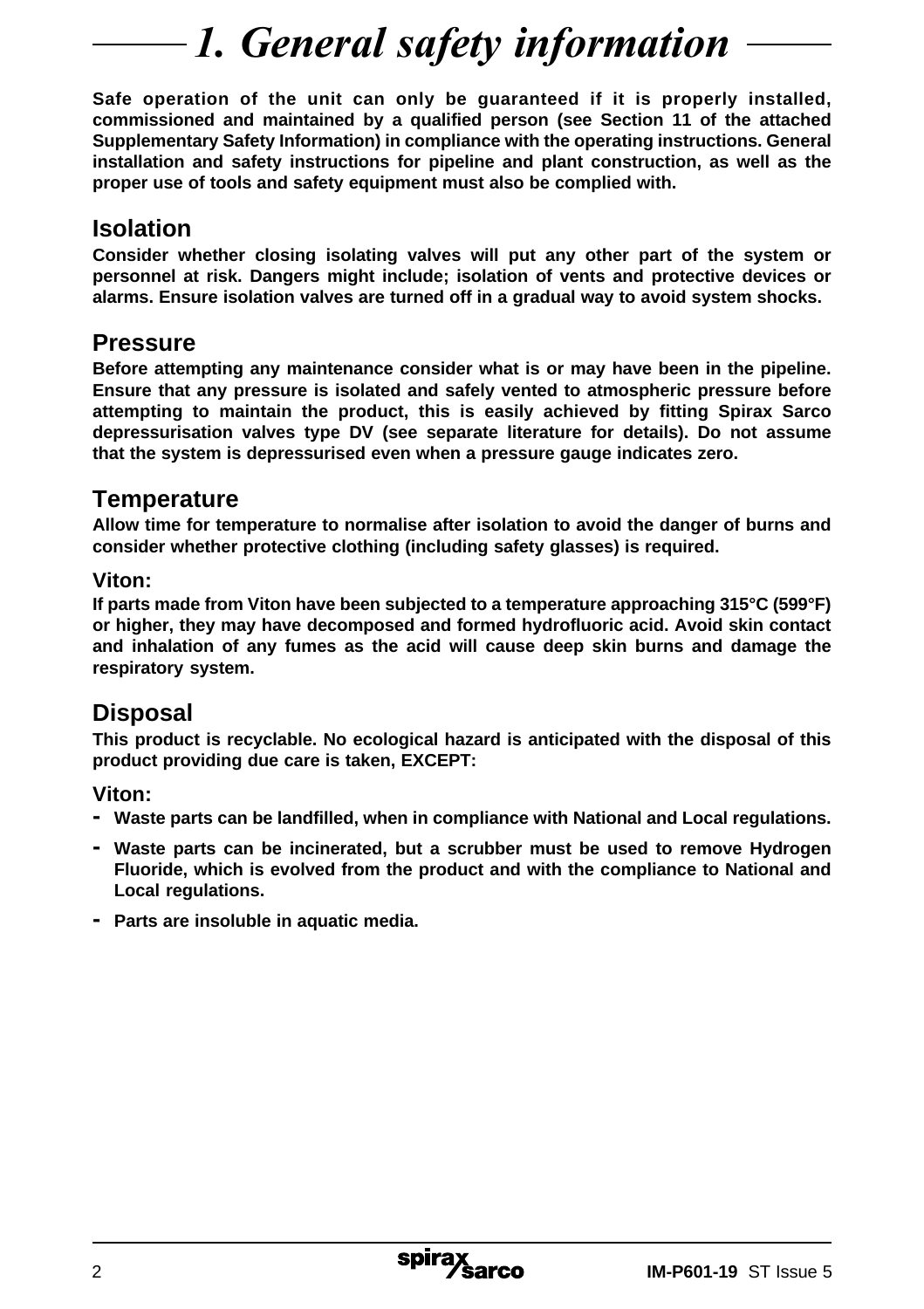# 1. General safety information

**Safe operation of the unit can only be guaranteed if it is properly installed, commissioned and maintained by a qualified person (see Section 11 of the attached Supplementary Safety Information) in compliance with the operating instructions. General installation and safety instructions for pipeline and plant construction, as well as the proper use of tools and safety equipment must also be complied with.**

## Isolation

**Consider whether closing isolating valves will put any other part of the system or personnel at risk. Dangers might include; isolation of vents and protective devices or alarms. Ensure isolation valves are turned off in a gradual way to avoid system shocks.**

## Pressure

**Before attempting any maintenance consider what is or may have been in the pipeline. Ensure that any pressure is isolated and safely vented to atmospheric pressure before attempting to maintain the product, this is easily achieved by fitting Spirax Sarco depressurisation valves type DV (see separate literature for details). Do not assume that the system is depressurised even when a pressure gauge indicates zero.**

## Temperature

**Allow time for temperature to normalise after isolation to avoid the danger of burns and consider whether protective clothing (including safety glasses) is required.**

### Viton:

**If parts made from Viton have been subjected to a temperature approaching 315°C (599°F) or higher, they may have decomposed and formed hydrofluoric acid. Avoid skin contact and inhalation of any fumes as the acid will cause deep skin burns and damage the respiratory system.**

## Disposal

**This product is recyclable. No ecological hazard is anticipated with the disposal of this product providing due care is taken, EXCEPT:**

### Viton:

- **Waste parts can be landfilled, when in compliance with National and Local regulations.**
- **Waste parts can be incinerated, but a scrubber must be used to remove Hydrogen Fluoride, which is evolved from the product and with the compliance to National and Local regulations.**
- **Parts are insoluble in aquatic media.**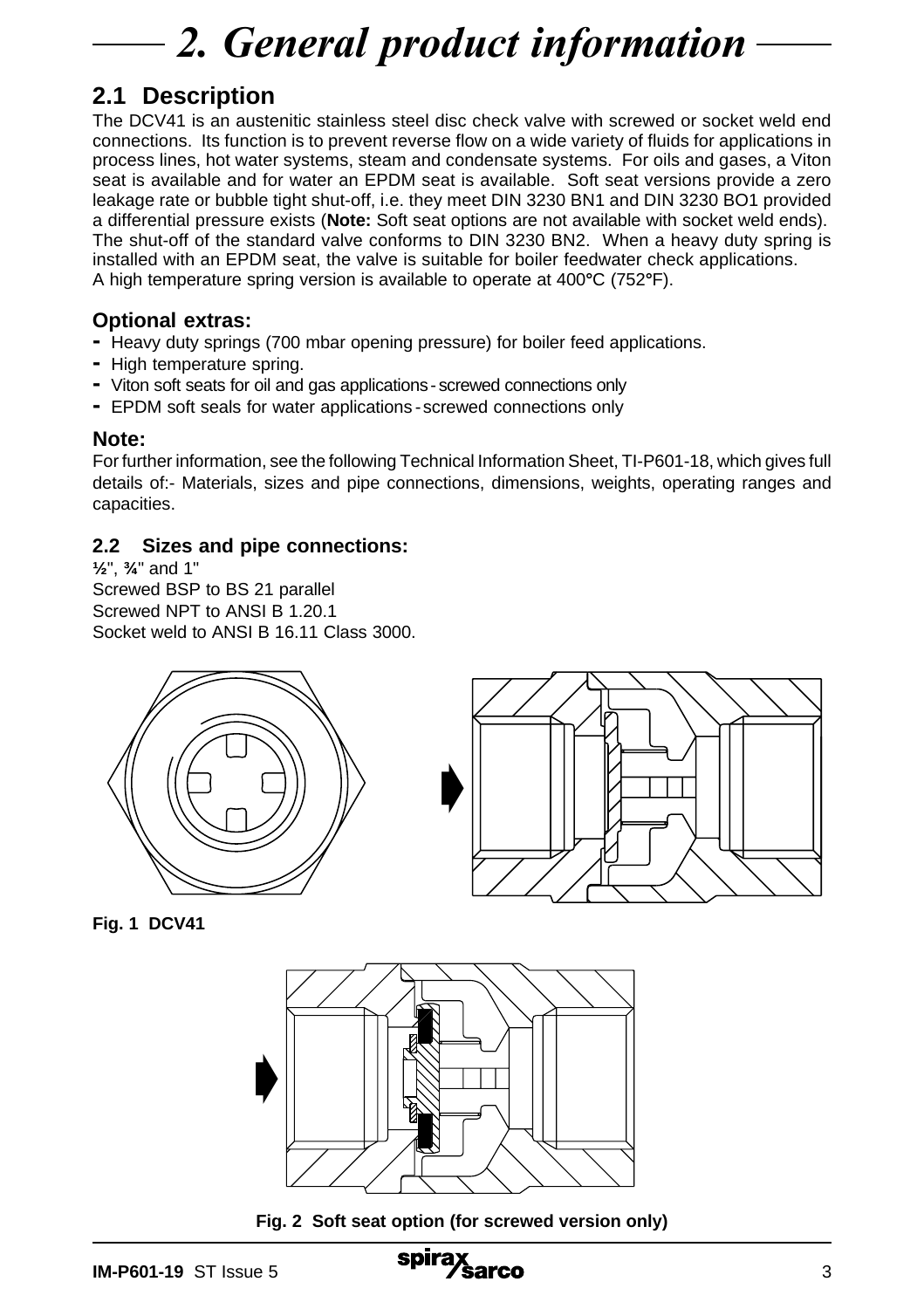# 2. General product information

## 2.1 Description

The DCV41 is an austenitic stainless steel disc check valve with screwed or socket weld end connections. Its function is to prevent reverse flow on a wide variety of fluids for applications in process lines, hot water systems, steam and condensate systems. For oils and gases, a Viton seat is available and for water an EPDM seat is available. Soft seat versions provide a zero leakage rate or bubble tight shut-off, i.e. they meet DIN 3230 BN1 and DIN 3230 BO1 provided a differential pressure exists (**Note:** Soft seat options are not available with socket weld ends). The shut-off of the standard valve conforms to DIN 3230 BN2. When a heavy duty spring is installed with an EPDM seat, the valve is suitable for boiler feedwater check applications.
A high temperature spring version is available to operate at 400°C (752°F).

### Optional extras:

- Heavy duty springs (700 mbar opening pressure) for boiler feed applications.
- High temperature spring.
- Viton soft seats for oil and gas applications - screwed connections only
- EPDM soft seals for water applications - screwed connections only

### Note:

For further information, see the following Technical Information Sheet, TI-P601-18, which gives full details of:- Materials, sizes and pipe connections, dimensions, weights, operating ranges and capacities.

## 2.2 Sizes and pipe connections:

½", ¾" and 1"
Screwed BSP to BS 21 parallel
Screwed NPT to ANSI B 1.20.1
Socket weld to ANSI B 16.11 Class 3000.

**Fig. 1 DCV41**

**Fig. 2 Soft seat option (for screwed version only)**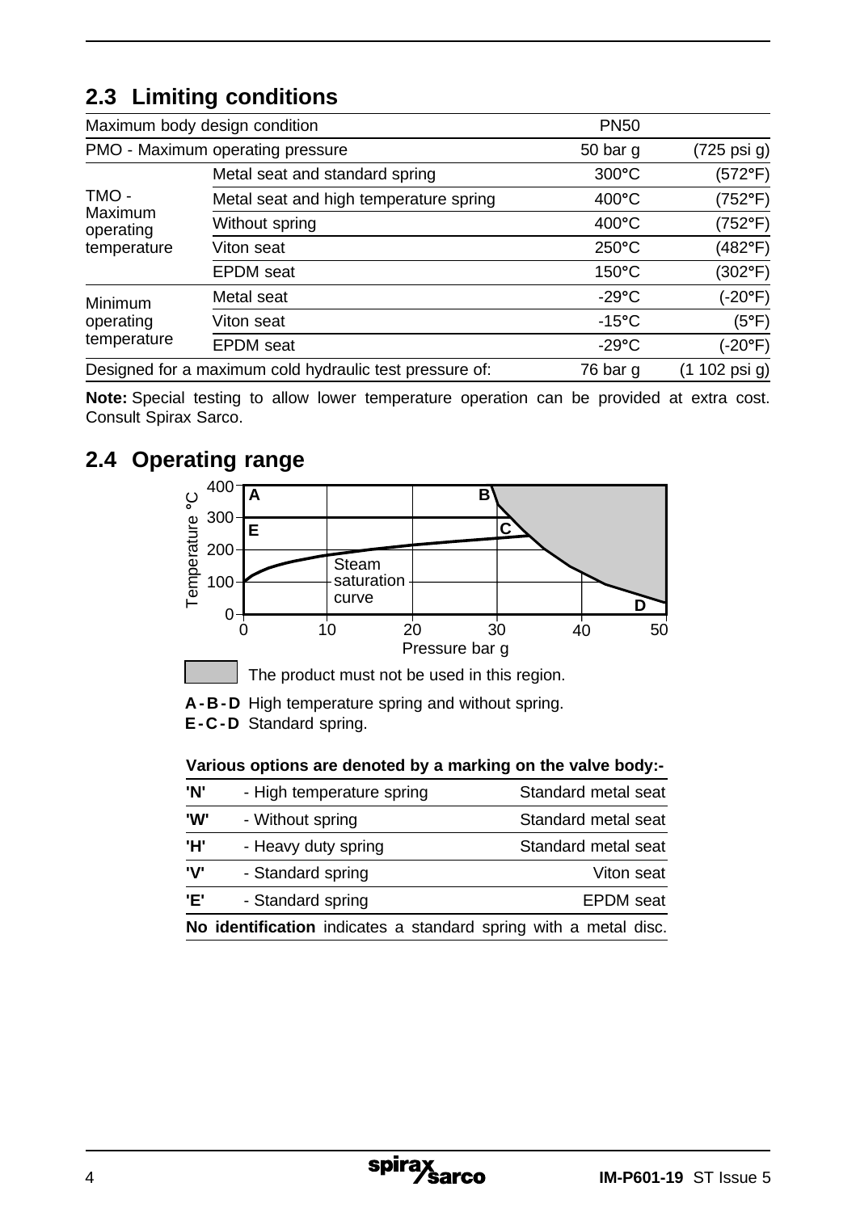## 2.3 Limiting conditions

| | | | |
|---|---|---|---|
| Maximum body design condition | | PN50 | |
| PMO - Maximum operating pressure | | 50 bar g | (725 psi g) |
| TMO - Maximum operating temperature | Metal seat and standard spring | 300°C | (572°F) |
| | Metal seat and high temperature spring | 400°C | (752°F) |
| | Without spring | 400°C | (752°F) |
| | Viton seat | 250°C | (482°F) |
| | EPDM seat | 150°C | (302°F) |
| Minimum operating temperature | Metal seat | -29°C | (-20°F) |
| | Viton seat | -15°C | (5°F) |
| | EPDM seat | -29°C | (-20°F) |
| Designed for a maximum cold hydraulic test pressure of: | | 76 bar g | (1 102 psi g) |

**Note:** Special testing to allow lower temperature operation can be provided at extra cost. Consult Spirax Sarco.

## 2.4 Operating range

The product must not be used in this region.

**A - B - D** High temperature spring and without spring.
**E - C - D** Standard spring.

**Various options are denoted by a marking on the valve body:-**

| | | |
|---|---|---|
| **'N'** | - High temperature spring | Standard metal seat |
| **'W'** | - Without spring | Standard metal seat |
| **'H'** | - Heavy duty spring | Standard metal seat |
| **'V'** | - Standard spring | Viton seat |
| **'E'** | - Standard spring | EPDM seat |

**No identification** indicates a standard spring with a metal disc.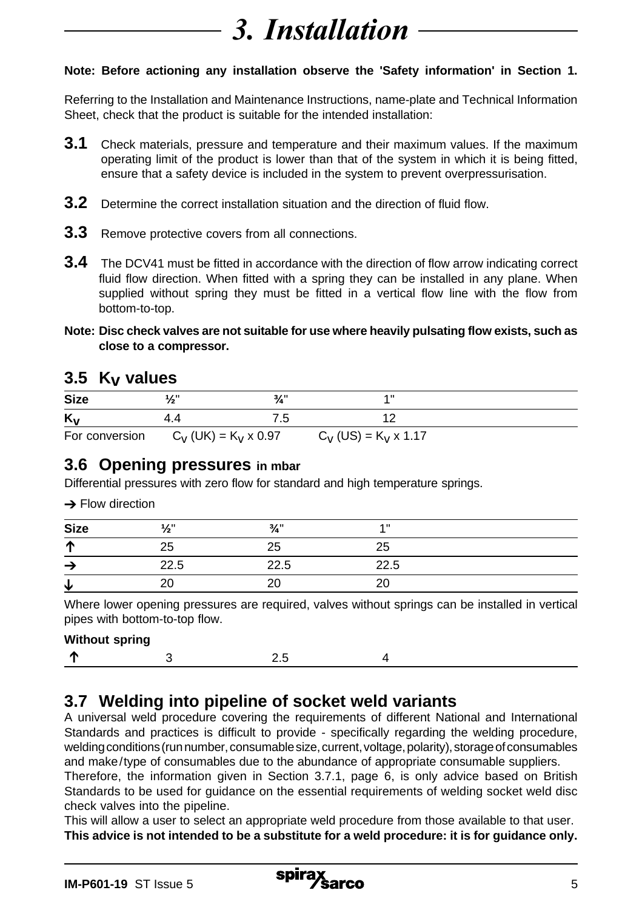# 3. Installation

**Note: Before actioning any installation observe the 'Safety information' in Section 1.**

Referring to the Installation and Maintenance Instructions, name-plate and Technical Information Sheet, check that the product is suitable for the intended installation:

**3.1** Check materials, pressure and temperature and their maximum values. If the maximum operating limit of the product is lower than that of the system in which it is being fitted, ensure that a safety device is included in the system to prevent overpressurisation.

**3.2** Determine the correct installation situation and the direction of fluid flow.

**3.3** Remove protective covers from all connections.

**3.4** The DCV41 must be fitted in accordance with the direction of flow arrow indicating correct fluid flow direction. When fitted with a spring they can be installed in any plane. When supplied without spring they must be fitted in a vertical flow line with the flow from bottom-to-top.

**Note: Disc check valves are not suitable for use where heavily pulsating flow exists, such as close to a compressor.**

## 3.5 $K_V$ values

| Size | ½" | ¾" | 1" |
|---|---|---|---|
| $K_V$ | 4.4 | 7.5 | 12 |
| For conversion | $C_V$ (UK) = $K_V$ x 0.97 | | $C_V$ (US) = $K_V$ x 1.17 |

## 3.6 Opening pressures in mbar

Differential pressures with zero flow for standard and high temperature springs.

→ Flow direction

| Size | ½" | ¾" | 1" |
|---|---|---|---|
| ↑ | 25 | 25 | 25 |
| → | 22.5 | 22.5 | 22.5 |
| ↓ | 20 | 20 | 20 |

Where lower opening pressures are required, valves without springs can be installed in vertical pipes with bottom-to-top flow.

**Without spring**

| | | | |
|---|---|---|---|
| ↑ | 3 | 2.5 | 4 |

## 3.7 Welding into pipeline of socket weld variants

A universal weld procedure covering the requirements of different National and International Standards and practices is difficult to provide - specifically regarding the welding procedure, welding conditions (run number, consumable size, current, voltage, polarity), storage of consumables and make/type of consumables due to the abundance of appropriate consumable suppliers.

Therefore, the information given in Section 3.7.1, page 6, is only advice based on British Standards to be used for guidance on the essential requirements of welding socket weld disc check valves into the pipeline.

This will allow a user to select an appropriate weld procedure from those available to that user.

**This advice is not intended to be a substitute for a weld procedure: it is for guidance only.**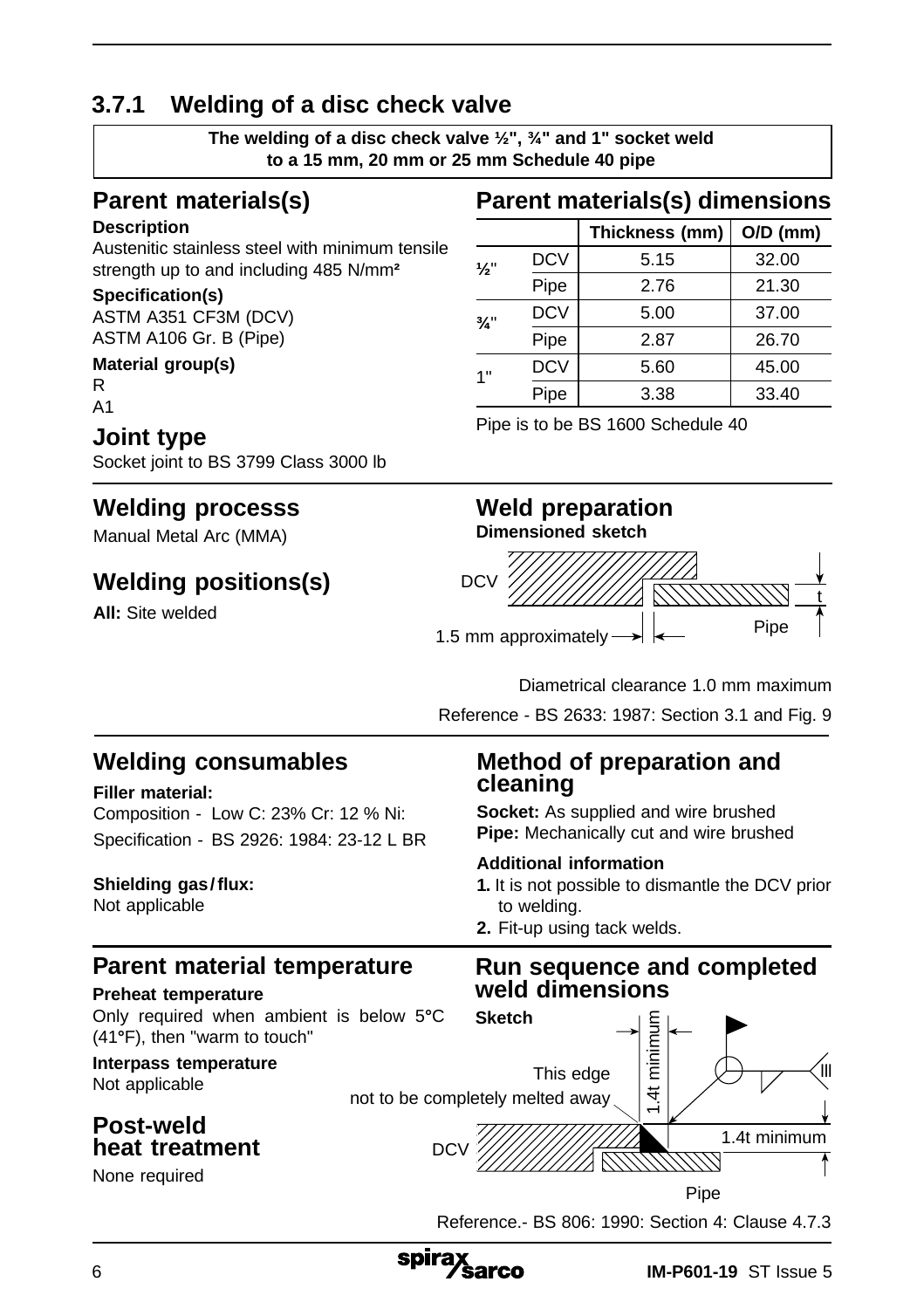## 3.7.1 Welding of a disc check valve

**The welding of a disc check valve ½", ¾" and 1" socket weld to a 15 mm, 20 mm or 25 mm Schedule 40 pipe**

### Parent materials(s)

**Description**
Austenitic stainless steel with minimum tensile strength up to and including 485 N/mm²

**Specification(s)**
ASTM A351 CF3M (DCV)
ASTM A106 Gr. B (Pipe)

**Material group(s)**
R
A1

### Joint type

Socket joint to BS 3799 Class 3000 lb

### Parent materials(s) dimensions

| | | Thickness (mm) | O/D (mm) |
|---|---|---|---|
| ½" | DCV | 5.15 | 32.00 |
| | Pipe | 2.76 | 21.30 |
| ¾" | DCV | 5.00 | 37.00 |
| | Pipe | 2.87 | 26.70 |
| 1" | DCV | 5.60 | 45.00 |
| | Pipe | 3.38 | 33.40 |

Pipe is to be BS 1600 Schedule 40

### Welding processs

Manual Metal Arc (MMA)

### Welding positions(s)

**All:** Site welded

### Weld preparation

**Dimensioned sketch**

DCV

t

1.5 mm approximately

Pipe

Diametrical clearance 1.0 mm maximum

Reference - BS 2633: 1987: Section 3.1 and Fig. 9

### Welding consumables

**Filler material:**
Composition - Low C: 23% Cr: 12 % Ni:
Specification - BS 2926: 1984: 23-12 L BR

**Shielding gas / flux:**
Not applicable

### Method of preparation and cleaning

**Socket:** As supplied and wire brushed
**Pipe:** Mechanically cut and wire brushed

**Additional information**

1. It is not possible to dismantle the DCV prior to welding.
2. Fit-up using tack welds.

### Parent material temperature

**Preheat temperature**
Only required when ambient is below 5°C (41°F), then "warm to touch"

**Interpass temperature**
Not applicable

### Post-weld heat treatment

None required

### Run sequence and completed weld dimensions

**Sketch**

1.4t minimum

This edge not to be completely melted away

III

1.4t minimum

DCV

Pipe

Reference.- BS 806: 1990: Section 4: Clause 4.7.3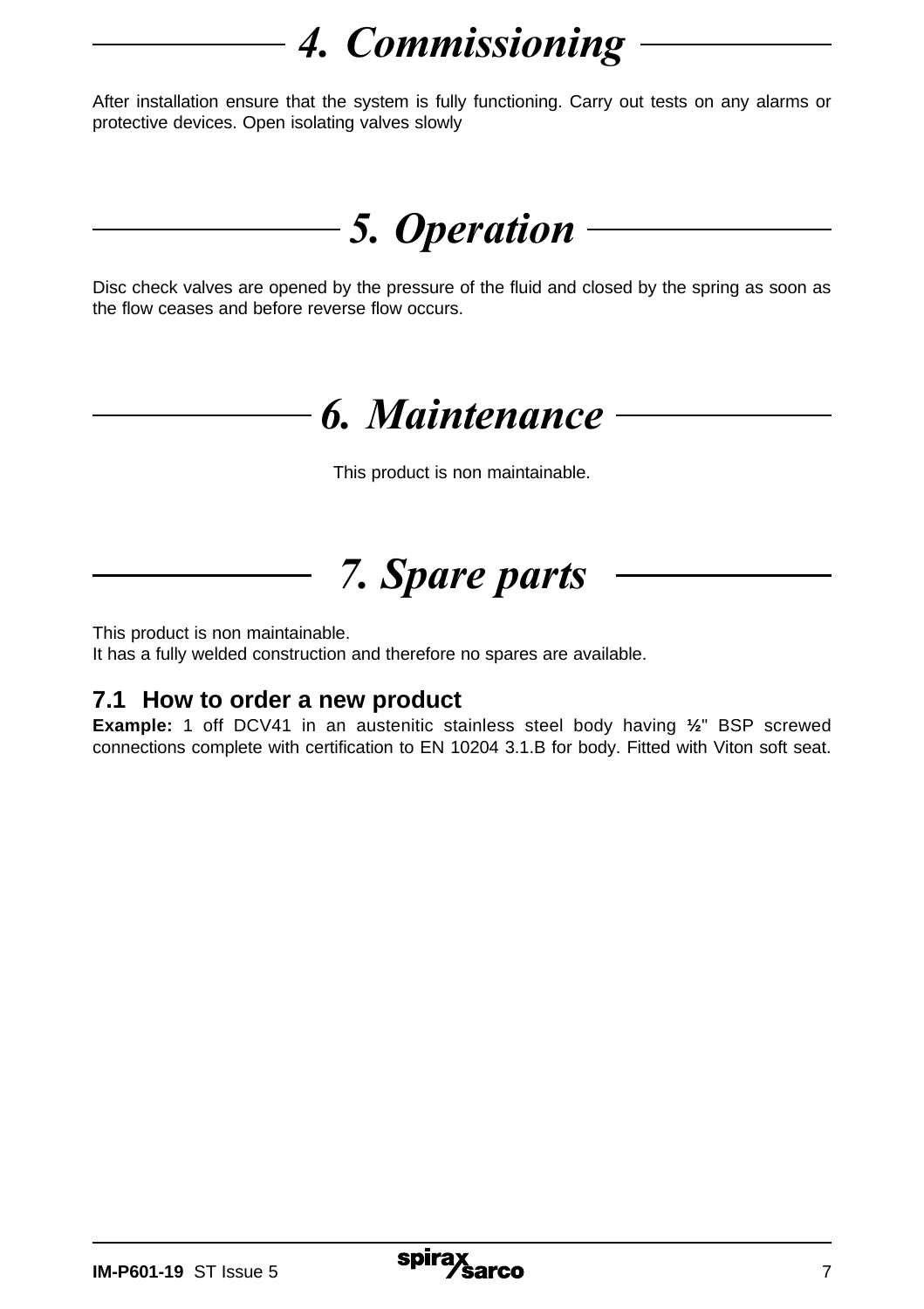# 4. Commissioning

After installation ensure that the system is fully functioning. Carry out tests on any alarms or protective devices. Open isolating valves slowly

# 5. Operation

Disc check valves are opened by the pressure of the fluid and closed by the spring as soon as the flow ceases and before reverse flow occurs.

# 6. Maintenance

This product is non maintainable.

# 7. Spare parts

This product is non maintainable.
It has a fully welded construction and therefore no spares are available.

## 7.1 How to order a new product

**Example:** 1 off DCV41 in an austenitic stainless steel body having **½**" BSP screwed connections complete with certification to EN 10204 3.1.B for body. Fitted with Viton soft seat.